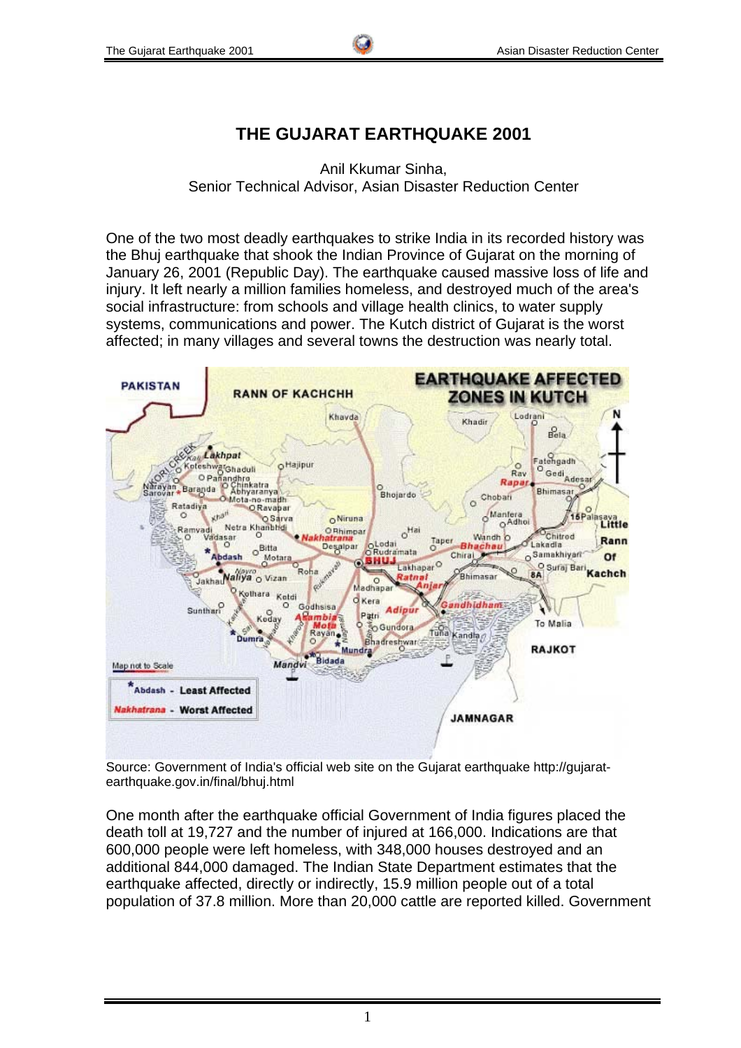# THE GUJARAT EARTHQUAKE 2001

Anil Kkumar Sinha,
Senior Technical Advisor, Asian Disaster Reduction Center

One of the two most deadly earthquakes to strike India in its recorded history was the Bhuj earthquake that shook the Indian Province of Gujarat on the morning of January 26, 2001 (Republic Day). The earthquake caused massive loss of life and injury. It left nearly a million families homeless, and destroyed much of the area's social infrastructure: from schools and village health clinics, to water supply systems, communications and power. The Kutch district of Gujarat is the worst affected; in many villages and several towns the destruction was nearly total.

Source: Government of India's official web site on the Gujarat earthquake http://gujarat-earthquake.gov.in/final/bhuj.html

One month after the earthquake official Government of India figures placed the death toll at 19,727 and the number of injured at 166,000. Indications are that 600,000 people were left homeless, with 348,000 houses destroyed and an additional 844,000 damaged. The Indian State Department estimates that the earthquake affected, directly or indirectly, 15.9 million people out of a total population of 37.8 million. More than 20,000 cattle are reported killed. Government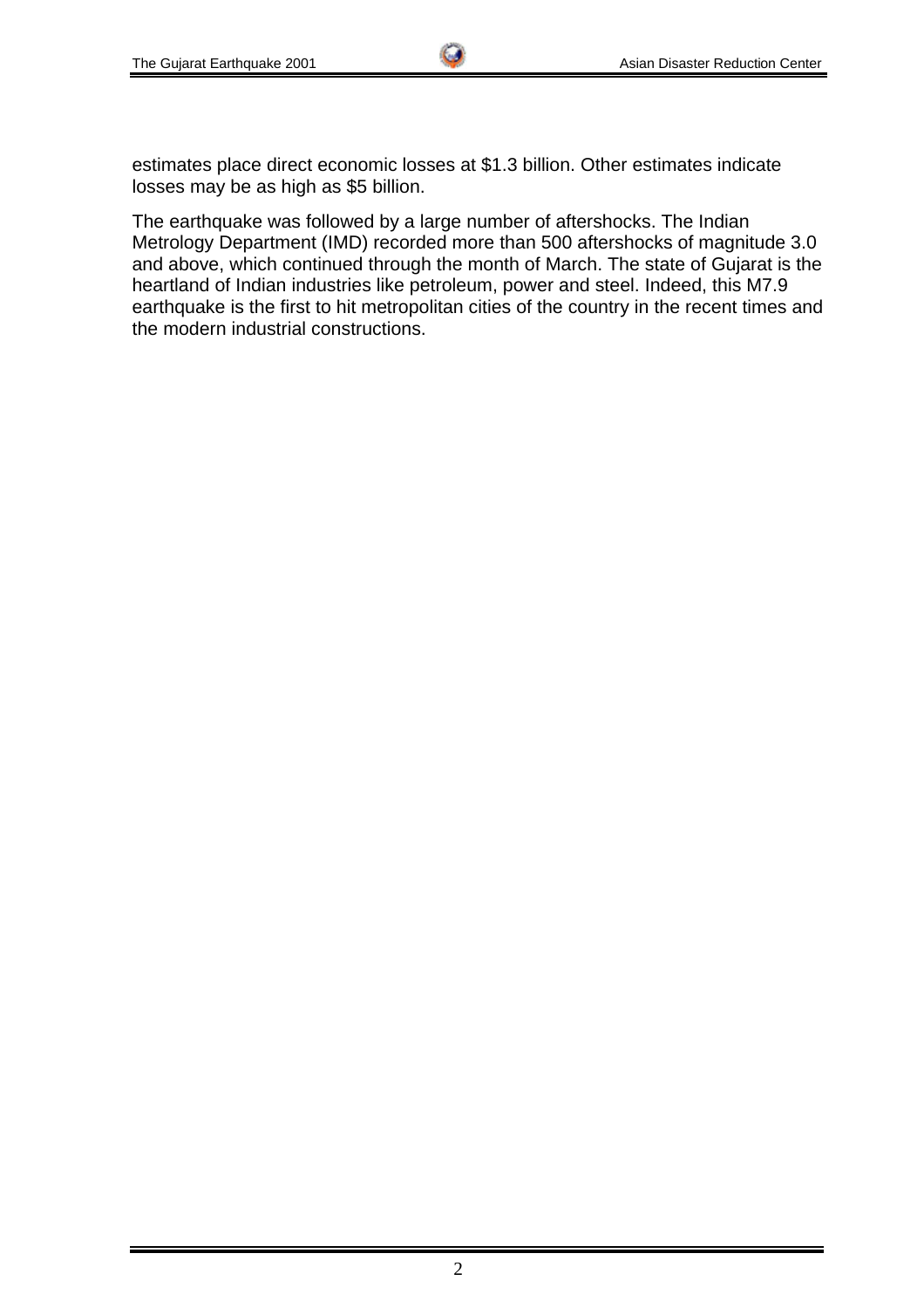estimates place direct economic losses at $1.3 billion. Other estimates indicate losses may be as high as $5 billion.

The earthquake was followed by a large number of aftershocks. The Indian Metrology Department (IMD) recorded more than 500 aftershocks of magnitude 3.0 and above, which continued through the month of March. The state of Gujarat is the heartland of Indian industries like petroleum, power and steel. Indeed, this M7.9 earthquake is the first to hit metropolitan cities of the country in the recent times and the modern industrial constructions.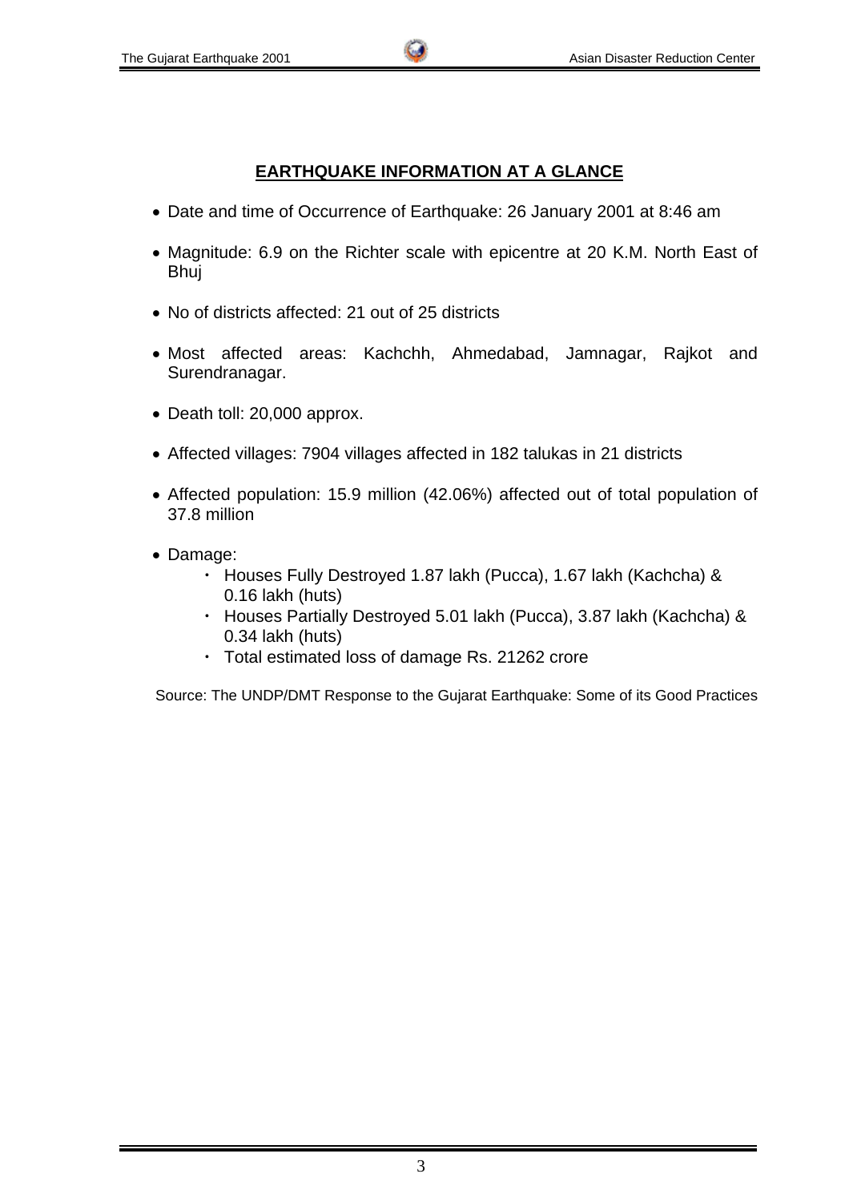## EARTHQUAKE INFORMATION AT A GLANCE

- Date and time of Occurrence of Earthquake: 26 January 2001 at 8:46 am
- Magnitude: 6.9 on the Richter scale with epicentre at 20 K.M. North East of Bhuj
- No of districts affected: 21 out of 25 districts
- Most affected areas: Kachchh, Ahmedabad, Jamnagar, Rajkot and Surendranagar.
- Death toll: 20,000 approx.
- Affected villages: 7904 villages affected in 182 talukas in 21 districts
- Affected population: 15.9 million (42.06%) affected out of total population of 37.8 million
- Damage:
  - Houses Fully Destroyed 1.87 lakh (Pucca), 1.67 lakh (Kachcha) & 0.16 lakh (huts)
  - Houses Partially Destroyed 5.01 lakh (Pucca), 3.87 lakh (Kachcha) & 0.34 lakh (huts)
  - Total estimated loss of damage Rs. 21262 crore

Source: The UNDP/DMT Response to the Gujarat Earthquake: Some of its Good Practices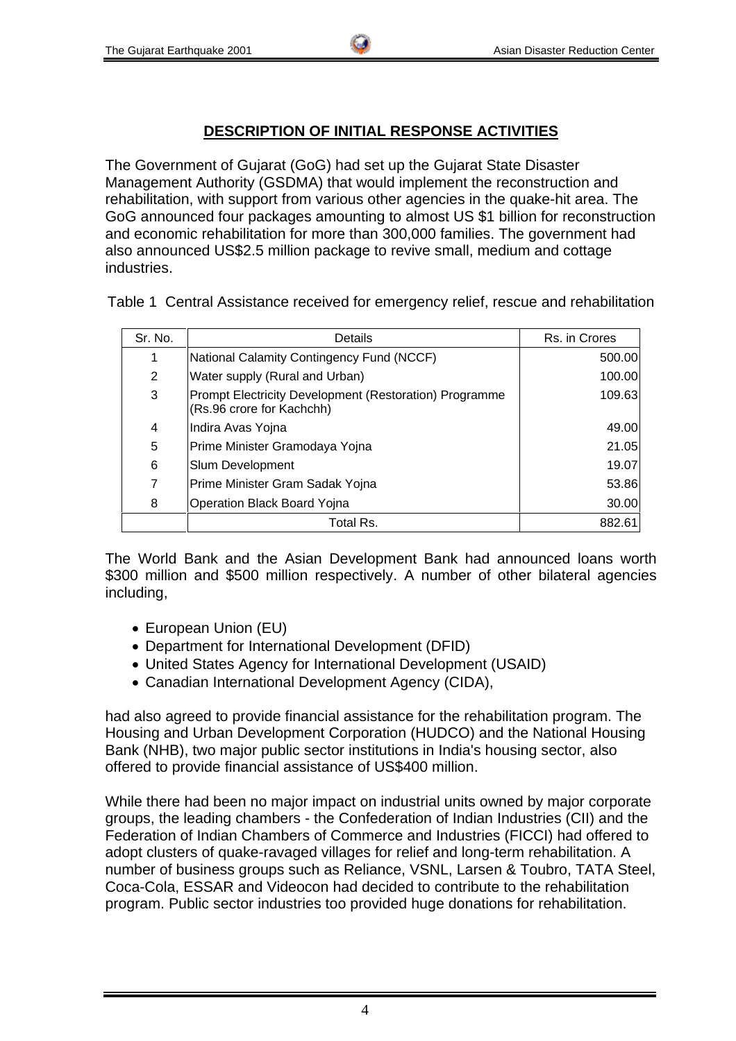## DESCRIPTION OF INITIAL RESPONSE ACTIVITIES

The Government of Gujarat (GoG) had set up the Gujarat State Disaster Management Authority (GSDMA) that would implement the reconstruction and rehabilitation, with support from various other agencies in the quake-hit area. The GoG announced four packages amounting to almost US $1 billion for reconstruction and economic rehabilitation for more than 300,000 families. The government had also announced US$2.5 million package to revive small, medium and cottage industries.

Table 1 Central Assistance received for emergency relief, rescue and rehabilitation

| Sr. No. | Details | Rs. in Crores |
|---|---|---|
| 1 | National Calamity Contingency Fund (NCCF) | 500.00 |
| 2 | Water supply (Rural and Urban) | 100.00 |
| 3 | Prompt Electricity Development (Restoration) Programme (Rs.96 crore for Kachchh) | 109.63 |
| 4 | Indira Avas Yojna | 49.00 |
| 5 | Prime Minister Gramodaya Yojna | 21.05 |
| 6 | Slum Development | 19.07 |
| 7 | Prime Minister Gram Sadak Yojna | 53.86 |
| 8 | Operation Black Board Yojna | 30.00 |
| | Total Rs. | 882.61 |

The World Bank and the Asian Development Bank had announced loans worth $300 million and $500 million respectively. A number of other bilateral agencies including,

- European Union (EU)
- Department for International Development (DFID)
- United States Agency for International Development (USAID)
- Canadian International Development Agency (CIDA),

had also agreed to provide financial assistance for the rehabilitation program. The Housing and Urban Development Corporation (HUDCO) and the National Housing Bank (NHB), two major public sector institutions in India's housing sector, also offered to provide financial assistance of US$400 million.

While there had been no major impact on industrial units owned by major corporate groups, the leading chambers - the Confederation of Indian Industries (CII) and the Federation of Indian Chambers of Commerce and Industries (FICCI) had offered to adopt clusters of quake-ravaged villages for relief and long-term rehabilitation. A number of business groups such as Reliance, VSNL, Larsen & Toubro, TATA Steel, Coca-Cola, ESSAR and Videocon had decided to contribute to the rehabilitation program. Public sector industries too provided huge donations for rehabilitation.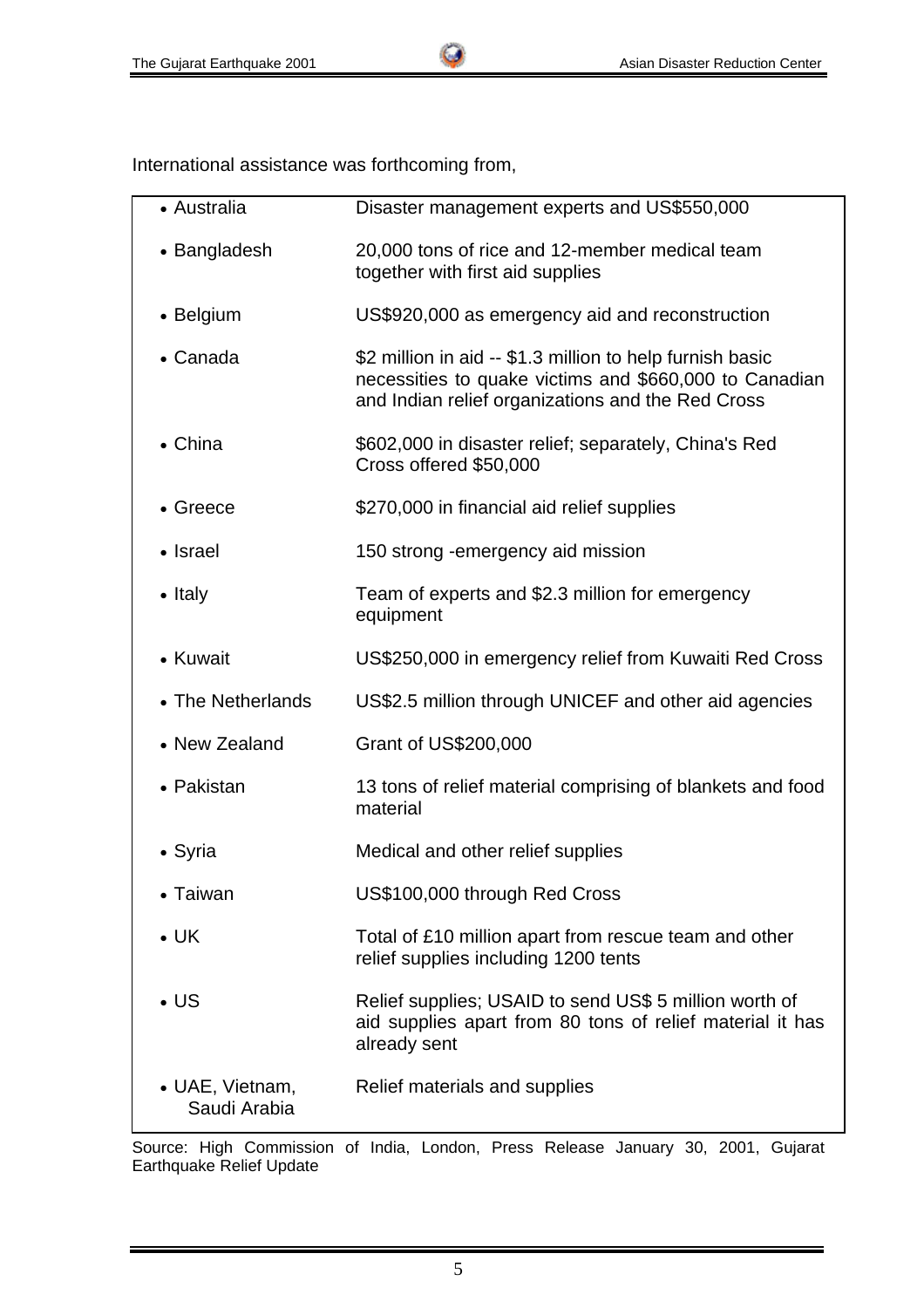International assistance was forthcoming from,

| Country | Assistance |
| --- | --- |
| • Australia | Disaster management experts and US$550,000 |
| • Bangladesh | 20,000 tons of rice and 12-member medical team together with first aid supplies |
| • Belgium | US$920,000 as emergency aid and reconstruction |
| • Canada | $2 million in aid -- $1.3 million to help furnish basic necessities to quake victims and $660,000 to Canadian and Indian relief organizations and the Red Cross |
| • China | $602,000 in disaster relief; separately, China's Red Cross offered $50,000 |
| • Greece | $270,000 in financial aid relief supplies |
| • Israel | 150 strong -emergency aid mission |
| • Italy | Team of experts and $2.3 million for emergency equipment |
| • Kuwait | US$250,000 in emergency relief from Kuwaiti Red Cross |
| • The Netherlands | US$2.5 million through UNICEF and other aid agencies |
| • New Zealand | Grant of US$200,000 |
| • Pakistan | 13 tons of relief material comprising of blankets and food material |
| • Syria | Medical and other relief supplies |
| • Taiwan | US$100,000 through Red Cross |
| • UK | Total of £10 million apart from rescue team and other relief supplies including 1200 tents |
| • US | Relief supplies; USAID to send US$ 5 million worth of aid supplies apart from 80 tons of relief material it has already sent |
| • UAE, Vietnam, Saudi Arabia | Relief materials and supplies |

Source: High Commission of India, London, Press Release January 30, 2001, Gujarat Earthquake Relief Update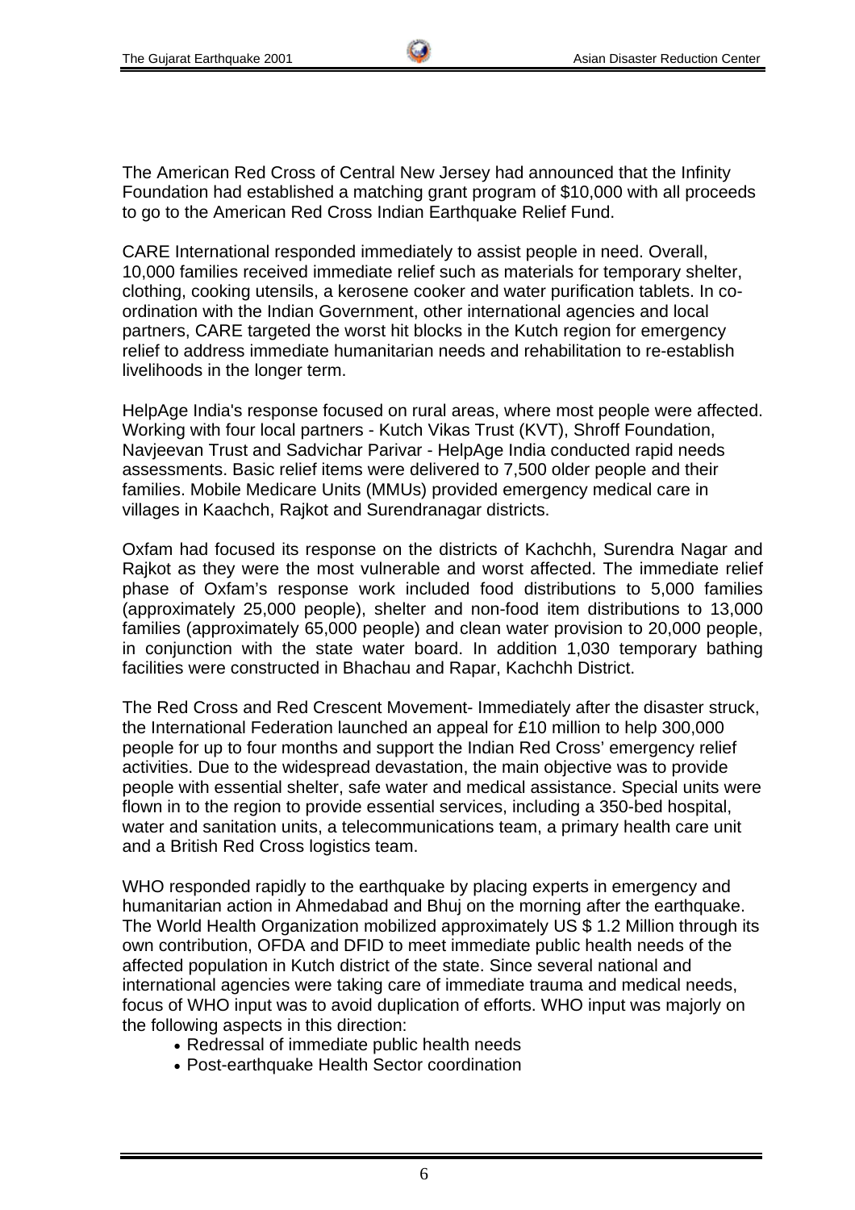The American Red Cross of Central New Jersey had announced that the Infinity Foundation had established a matching grant program of $10,000 with all proceeds to go to the American Red Cross Indian Earthquake Relief Fund.

CARE International responded immediately to assist people in need. Overall, 10,000 families received immediate relief such as materials for temporary shelter, clothing, cooking utensils, a kerosene cooker and water purification tablets. In co-ordination with the Indian Government, other international agencies and local partners, CARE targeted the worst hit blocks in the Kutch region for emergency relief to address immediate humanitarian needs and rehabilitation to re-establish livelihoods in the longer term.

HelpAge India's response focused on rural areas, where most people were affected. Working with four local partners - Kutch Vikas Trust (KVT), Shroff Foundation, Navjeevan Trust and Sadvichar Parivar - HelpAge India conducted rapid needs assessments. Basic relief items were delivered to 7,500 older people and their families. Mobile Medicare Units (MMUs) provided emergency medical care in villages in Kaachch, Rajkot and Surendranagar districts.

Oxfam had focused its response on the districts of Kachchh, Surendra Nagar and Rajkot as they were the most vulnerable and worst affected. The immediate relief phase of Oxfam's response work included food distributions to 5,000 families (approximately 25,000 people), shelter and non-food item distributions to 13,000 families (approximately 65,000 people) and clean water provision to 20,000 people, in conjunction with the state water board. In addition 1,030 temporary bathing facilities were constructed in Bhachau and Rapar, Kachchh District.

The Red Cross and Red Crescent Movement- Immediately after the disaster struck, the International Federation launched an appeal for £10 million to help 300,000 people for up to four months and support the Indian Red Cross' emergency relief activities. Due to the widespread devastation, the main objective was to provide people with essential shelter, safe water and medical assistance. Special units were flown in to the region to provide essential services, including a 350-bed hospital, water and sanitation units, a telecommunications team, a primary health care unit and a British Red Cross logistics team.

WHO responded rapidly to the earthquake by placing experts in emergency and humanitarian action in Ahmedabad and Bhuj on the morning after the earthquake. The World Health Organization mobilized approximately US $ 1.2 Million through its own contribution, OFDA and DFID to meet immediate public health needs of the affected population in Kutch district of the state. Since several national and international agencies were taking care of immediate trauma and medical needs, focus of WHO input was to avoid duplication of efforts. WHO input was majorly on the following aspects in this direction:

- Redressal of immediate public health needs
- Post-earthquake Health Sector coordination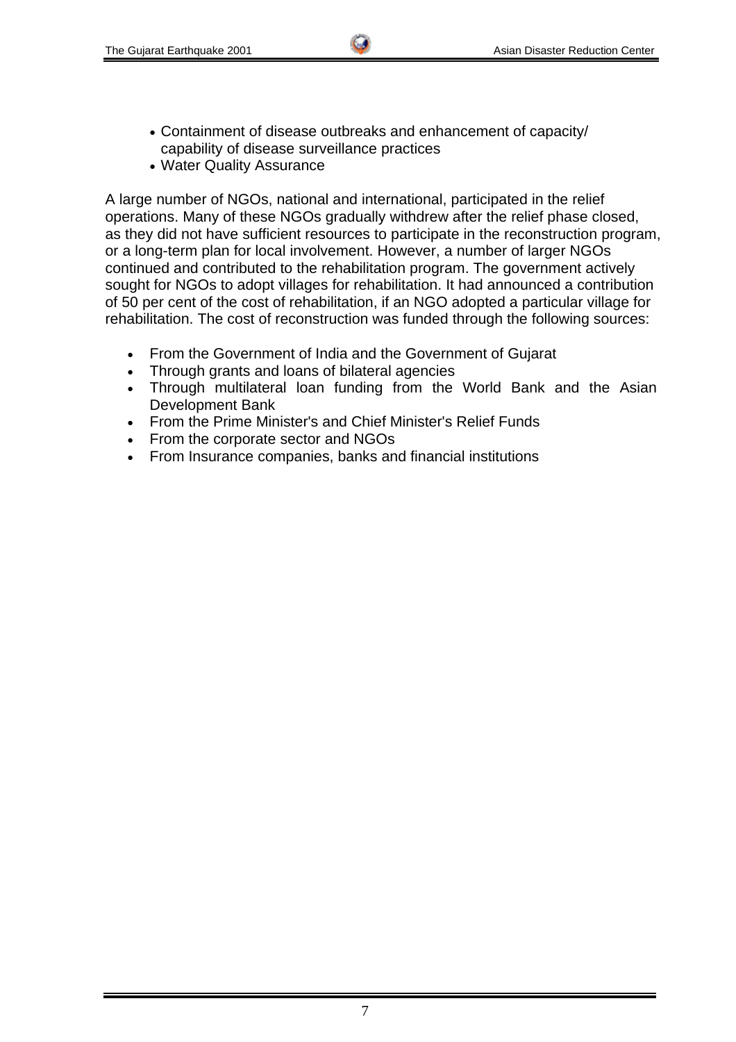- Containment of disease outbreaks and enhancement of capacity/ capability of disease surveillance practices
- Water Quality Assurance

A large number of NGOs, national and international, participated in the relief operations. Many of these NGOs gradually withdrew after the relief phase closed, as they did not have sufficient resources to participate in the reconstruction program, or a long-term plan for local involvement. However, a number of larger NGOs continued and contributed to the rehabilitation program. The government actively sought for NGOs to adopt villages for rehabilitation. It had announced a contribution of 50 per cent of the cost of rehabilitation, if an NGO adopted a particular village for rehabilitation. The cost of reconstruction was funded through the following sources:

- From the Government of India and the Government of Gujarat
- Through grants and loans of bilateral agencies
- Through multilateral loan funding from the World Bank and the Asian Development Bank
- From the Prime Minister's and Chief Minister's Relief Funds
- From the corporate sector and NGOs
- From Insurance companies, banks and financial institutions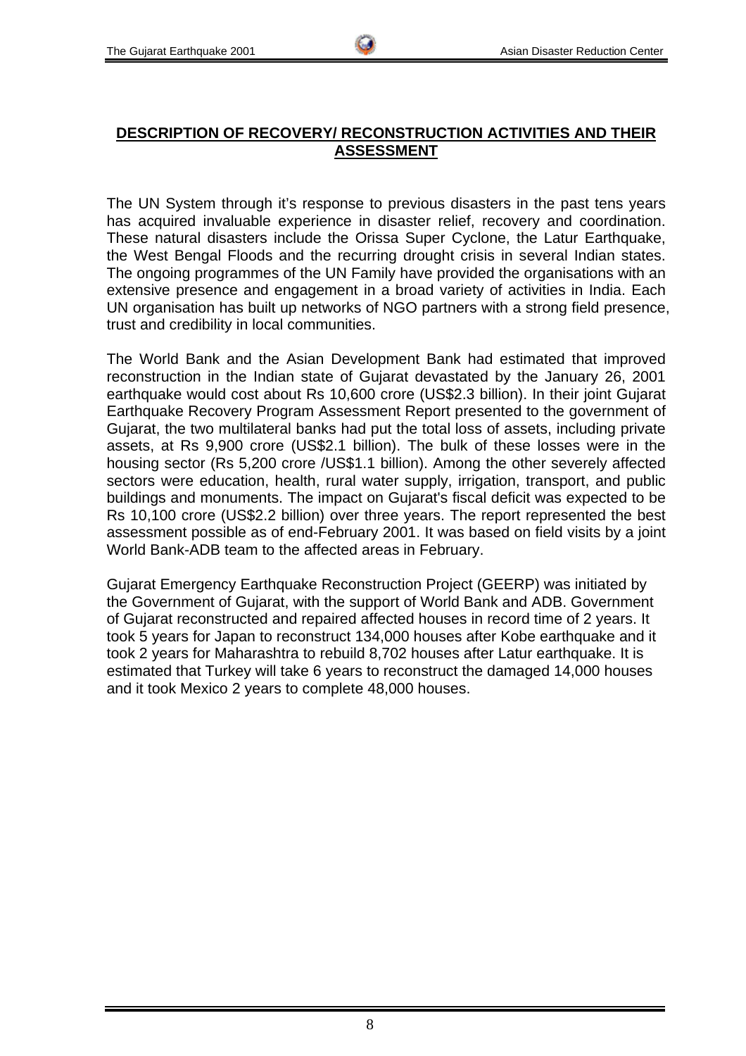## DESCRIPTION OF RECOVERY/ RECONSTRUCTION ACTIVITIES AND THEIR ASSESSMENT

The UN System through it's response to previous disasters in the past tens years has acquired invaluable experience in disaster relief, recovery and coordination. These natural disasters include the Orissa Super Cyclone, the Latur Earthquake, the West Bengal Floods and the recurring drought crisis in several Indian states. The ongoing programmes of the UN Family have provided the organisations with an extensive presence and engagement in a broad variety of activities in India. Each UN organisation has built up networks of NGO partners with a strong field presence, trust and credibility in local communities.

The World Bank and the Asian Development Bank had estimated that improved reconstruction in the Indian state of Gujarat devastated by the January 26, 2001 earthquake would cost about Rs 10,600 crore (US$2.3 billion). In their joint Gujarat Earthquake Recovery Program Assessment Report presented to the government of Gujarat, the two multilateral banks had put the total loss of assets, including private assets, at Rs 9,900 crore (US$2.1 billion). The bulk of these losses were in the housing sector (Rs 5,200 crore /US$1.1 billion). Among the other severely affected sectors were education, health, rural water supply, irrigation, transport, and public buildings and monuments. The impact on Gujarat's fiscal deficit was expected to be Rs 10,100 crore (US$2.2 billion) over three years. The report represented the best assessment possible as of end-February 2001. It was based on field visits by a joint World Bank-ADB team to the affected areas in February.

Gujarat Emergency Earthquake Reconstruction Project (GEERP) was initiated by the Government of Gujarat, with the support of World Bank and ADB. Government of Gujarat reconstructed and repaired affected houses in record time of 2 years. It took 5 years for Japan to reconstruct 134,000 houses after Kobe earthquake and it took 2 years for Maharashtra to rebuild 8,702 houses after Latur earthquake. It is estimated that Turkey will take 6 years to reconstruct the damaged 14,000 houses and it took Mexico 2 years to complete 48,000 houses.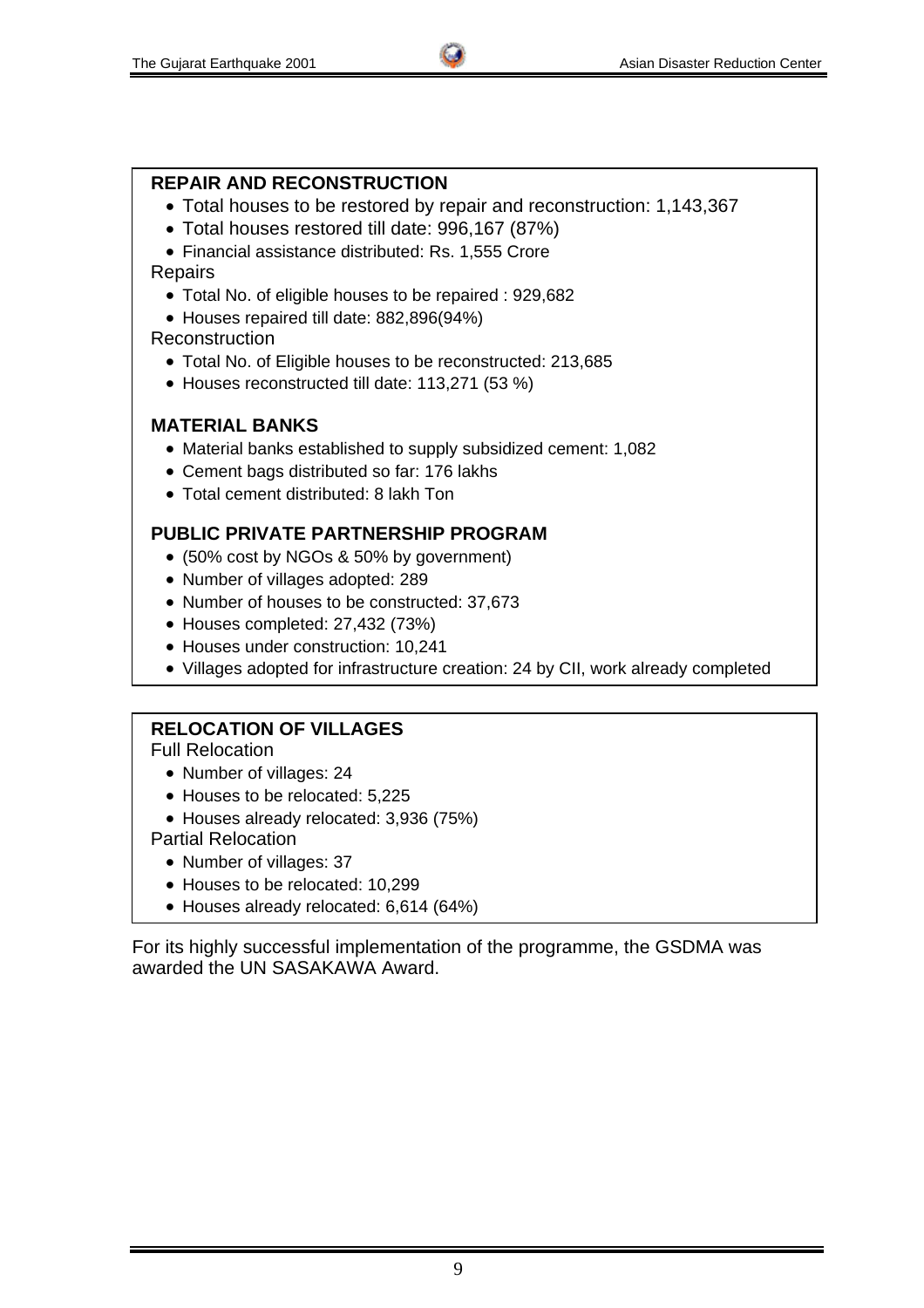### REPAIR AND RECONSTRUCTION

- Total houses to be restored by repair and reconstruction: 1,143,367
- Total houses restored till date: 996,167 (87%)
- Financial assistance distributed: Rs. 1,555 Crore

Repairs

- Total No. of eligible houses to be repaired : 929,682
- Houses repaired till date: 882,896(94%)

Reconstruction

- Total No. of Eligible houses to be reconstructed: 213,685
- Houses reconstructed till date: 113,271 (53 %)

### MATERIAL BANKS

- Material banks established to supply subsidized cement: 1,082
- Cement bags distributed so far: 176 lakhs
- Total cement distributed: 8 lakh Ton

### PUBLIC PRIVATE PARTNERSHIP PROGRAM

- (50% cost by NGOs & 50% by government)
- Number of villages adopted: 289
- Number of houses to be constructed: 37,673
- Houses completed: 27,432 (73%)
- Houses under construction: 10,241
- Villages adopted for infrastructure creation: 24 by CII, work already completed

### RELOCATION OF VILLAGES

Full Relocation

- Number of villages: 24
- Houses to be relocated: 5,225
- Houses already relocated: 3,936 (75%)

Partial Relocation

- Number of villages: 37
- Houses to be relocated: 10,299
- Houses already relocated: 6,614 (64%)

For its highly successful implementation of the programme, the GSDMA was awarded the UN SASAKAWA Award.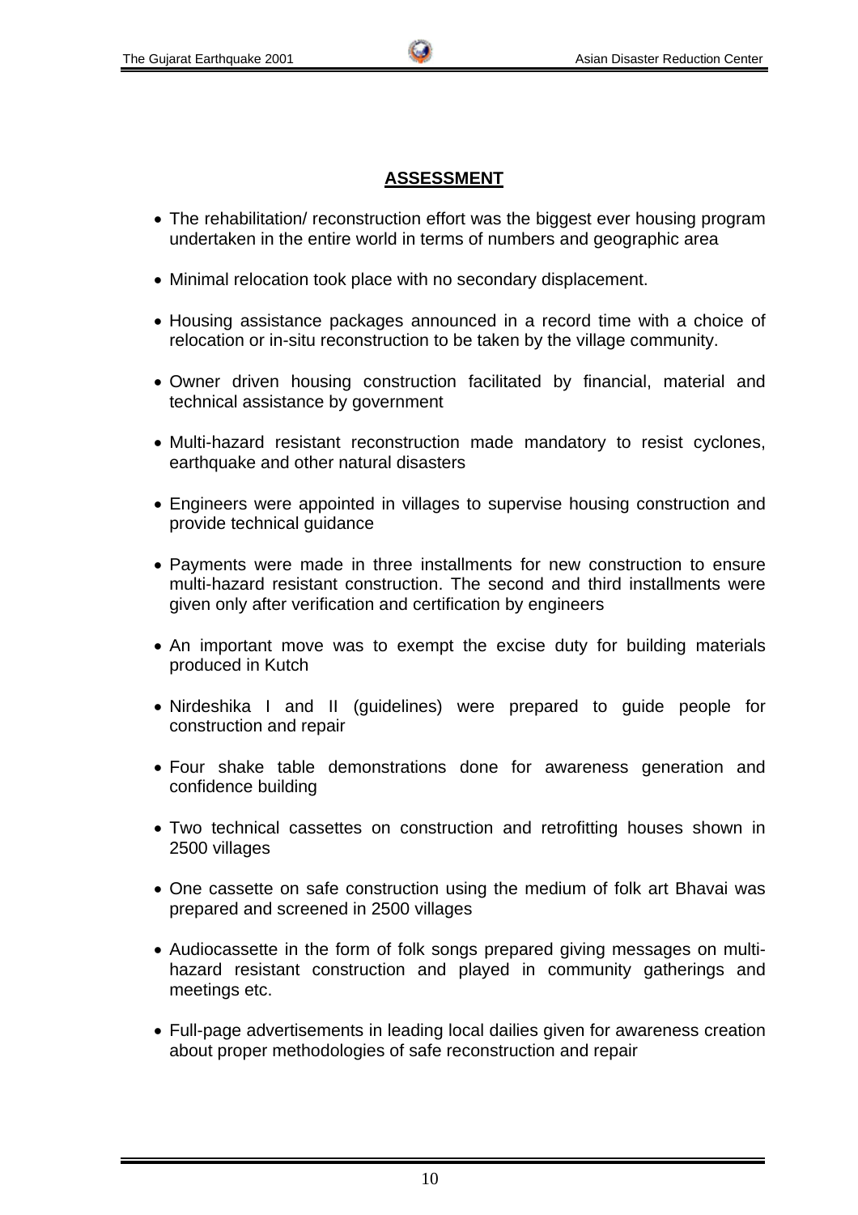## ASSESSMENT

- The rehabilitation/ reconstruction effort was the biggest ever housing program undertaken in the entire world in terms of numbers and geographic area
- Minimal relocation took place with no secondary displacement.
- Housing assistance packages announced in a record time with a choice of relocation or in-situ reconstruction to be taken by the village community.
- Owner driven housing construction facilitated by financial, material and technical assistance by government
- Multi-hazard resistant reconstruction made mandatory to resist cyclones, earthquake and other natural disasters
- Engineers were appointed in villages to supervise housing construction and provide technical guidance
- Payments were made in three installments for new construction to ensure multi-hazard resistant construction. The second and third installments were given only after verification and certification by engineers
- An important move was to exempt the excise duty for building materials produced in Kutch
- Nirdeshika I and II (guidelines) were prepared to guide people for construction and repair
- Four shake table demonstrations done for awareness generation and confidence building
- Two technical cassettes on construction and retrofitting houses shown in 2500 villages
- One cassette on safe construction using the medium of folk art Bhavai was prepared and screened in 2500 villages
- Audiocassette in the form of folk songs prepared giving messages on multi-hazard resistant construction and played in community gatherings and meetings etc.
- Full-page advertisements in leading local dailies given for awareness creation about proper methodologies of safe reconstruction and repair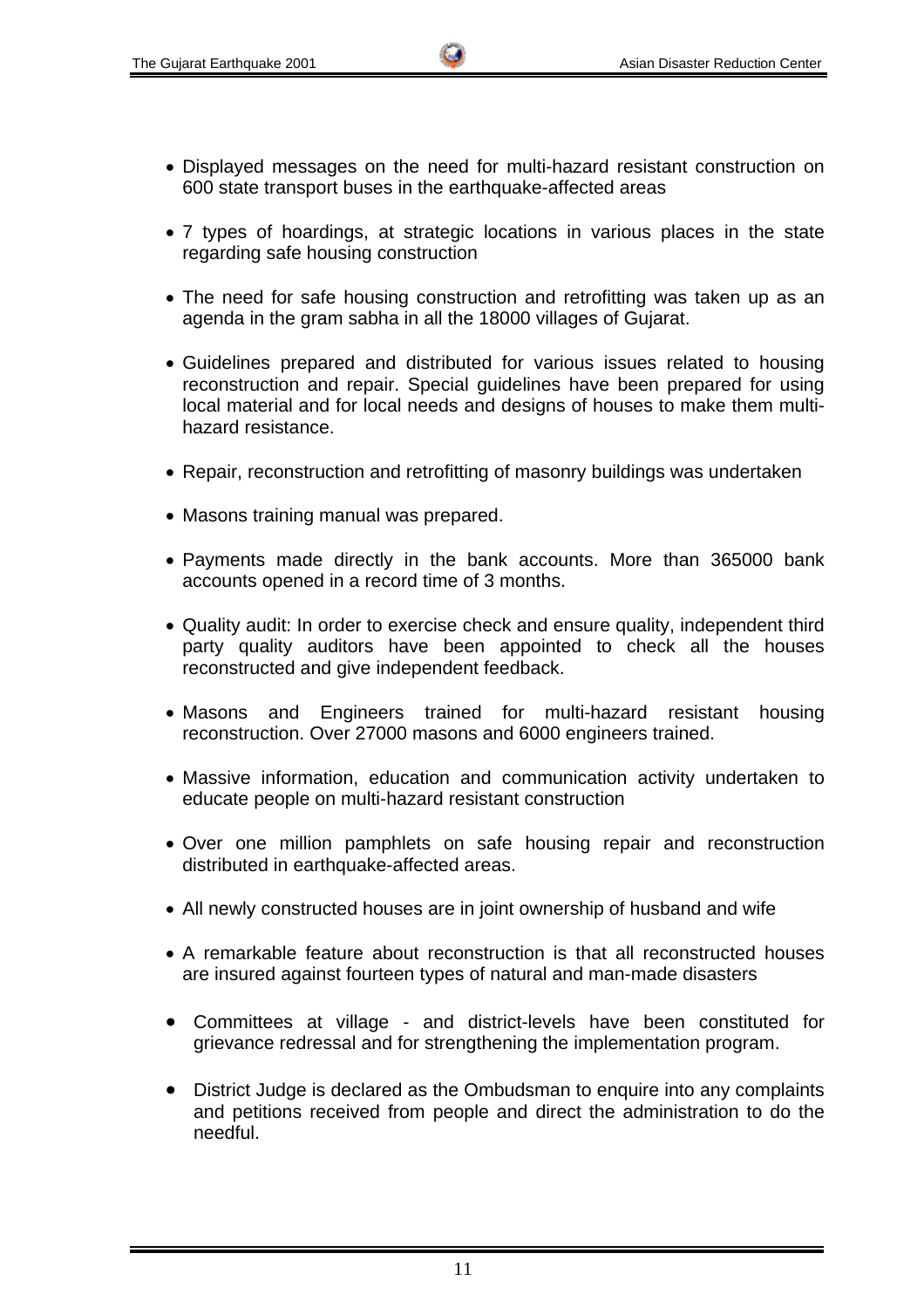- Displayed messages on the need for multi-hazard resistant construction on 600 state transport buses in the earthquake-affected areas

- 7 types of hoardings, at strategic locations in various places in the state regarding safe housing construction

- The need for safe housing construction and retrofitting was taken up as an agenda in the gram sabha in all the 18000 villages of Gujarat.

- Guidelines prepared and distributed for various issues related to housing reconstruction and repair. Special guidelines have been prepared for using local material and for local needs and designs of houses to make them multi-hazard resistance.

- Repair, reconstruction and retrofitting of masonry buildings was undertaken

- Masons training manual was prepared.

- Payments made directly in the bank accounts. More than 365000 bank accounts opened in a record time of 3 months.

- Quality audit: In order to exercise check and ensure quality, independent third party quality auditors have been appointed to check all the houses reconstructed and give independent feedback.

- Masons and Engineers trained for multi-hazard resistant housing reconstruction. Over 27000 masons and 6000 engineers trained.

- Massive information, education and communication activity undertaken to educate people on multi-hazard resistant construction

- Over one million pamphlets on safe housing repair and reconstruction distributed in earthquake-affected areas.

- All newly constructed houses are in joint ownership of husband and wife

- A remarkable feature about reconstruction is that all reconstructed houses are insured against fourteen types of natural and man-made disasters

- Committees at village - and district-levels have been constituted for grievance redressal and for strengthening the implementation program.

- District Judge is declared as the Ombudsman to enquire into any complaints and petitions received from people and direct the administration to do the needful.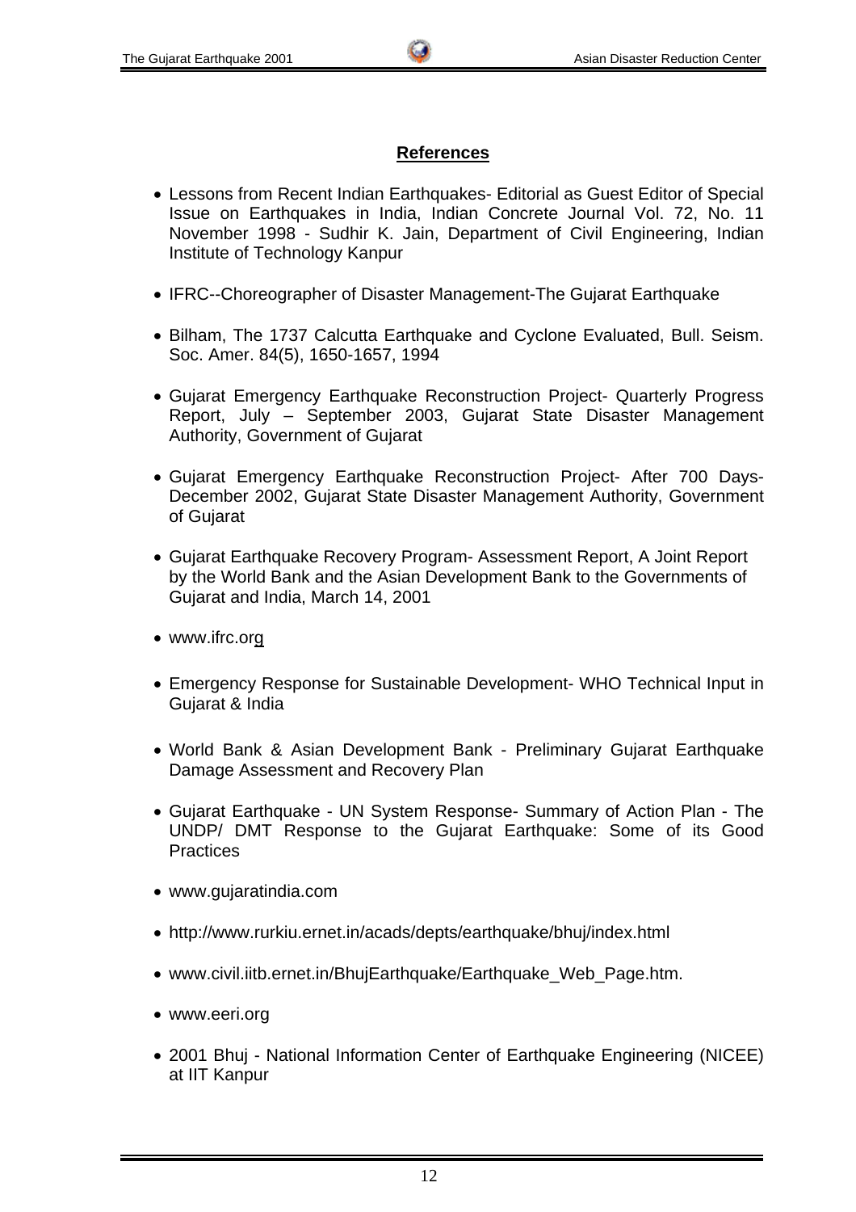## References

- Lessons from Recent Indian Earthquakes- Editorial as Guest Editor of Special Issue on Earthquakes in India, Indian Concrete Journal Vol. 72, No. 11 November 1998 - Sudhir K. Jain, Department of Civil Engineering, Indian Institute of Technology Kanpur

- IFRC--Choreographer of Disaster Management-The Gujarat Earthquake

- Bilham, The 1737 Calcutta Earthquake and Cyclone Evaluated, Bull. Seism. Soc. Amer. 84(5), 1650-1657, 1994

- Gujarat Emergency Earthquake Reconstruction Project- Quarterly Progress Report, July – September 2003, Gujarat State Disaster Management Authority, Government of Gujarat

- Gujarat Emergency Earthquake Reconstruction Project- After 700 Days- December 2002, Gujarat State Disaster Management Authority, Government of Gujarat

- Gujarat Earthquake Recovery Program- Assessment Report, A Joint Report by the World Bank and the Asian Development Bank to the Governments of Gujarat and India, March 14, 2001

- www.ifrc.org

- Emergency Response for Sustainable Development- WHO Technical Input in Gujarat & India

- World Bank & Asian Development Bank - Preliminary Gujarat Earthquake Damage Assessment and Recovery Plan

- Gujarat Earthquake - UN System Response- Summary of Action Plan - The UNDP/ DMT Response to the Gujarat Earthquake: Some of its Good Practices

- www.gujaratindia.com

- http://www.rurkiu.ernet.in/acads/depts/earthquake/bhuj/index.html

- www.civil.iitb.ernet.in/BhujEarthquake/Earthquake_Web_Page.htm.

- www.eeri.org

- 2001 Bhuj - National Information Center of Earthquake Engineering (NICEE) at IIT Kanpur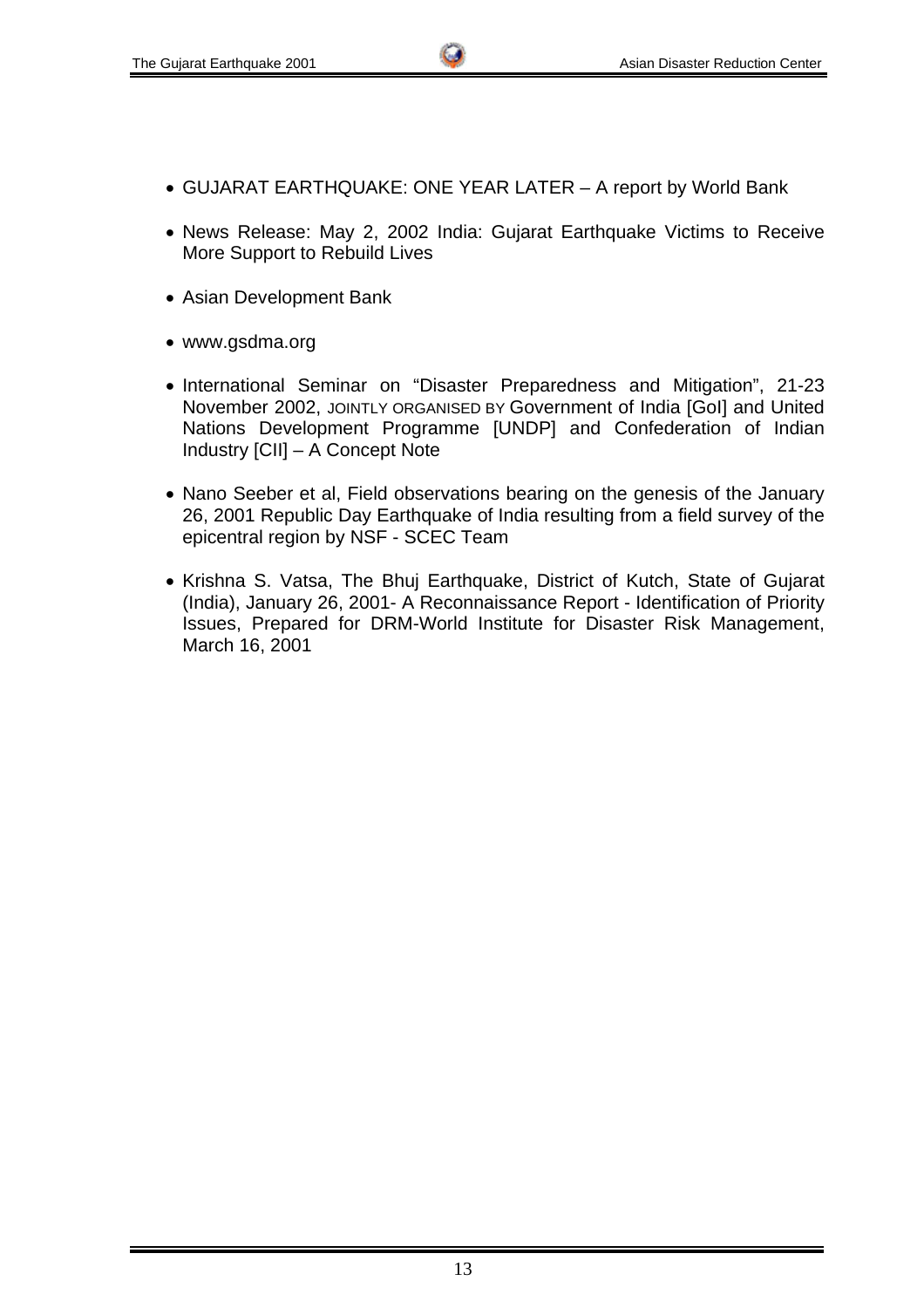- GUJARAT EARTHQUAKE: ONE YEAR LATER – A report by World Bank
- News Release: May 2, 2002 India: Gujarat Earthquake Victims to Receive More Support to Rebuild Lives
- Asian Development Bank
- www.gsdma.org
- International Seminar on "Disaster Preparedness and Mitigation", 21-23 November 2002, JOINTLY ORGANISED BY Government of India [GoI] and United Nations Development Programme [UNDP] and Confederation of Indian Industry [CII] – A Concept Note
- Nano Seeber et al, Field observations bearing on the genesis of the January 26, 2001 Republic Day Earthquake of India resulting from a field survey of the epicentral region by NSF - SCEC Team
- Krishna S. Vatsa, The Bhuj Earthquake, District of Kutch, State of Gujarat (India), January 26, 2001- A Reconnaissance Report - Identification of Priority Issues, Prepared for DRM-World Institute for Disaster Risk Management, March 16, 2001